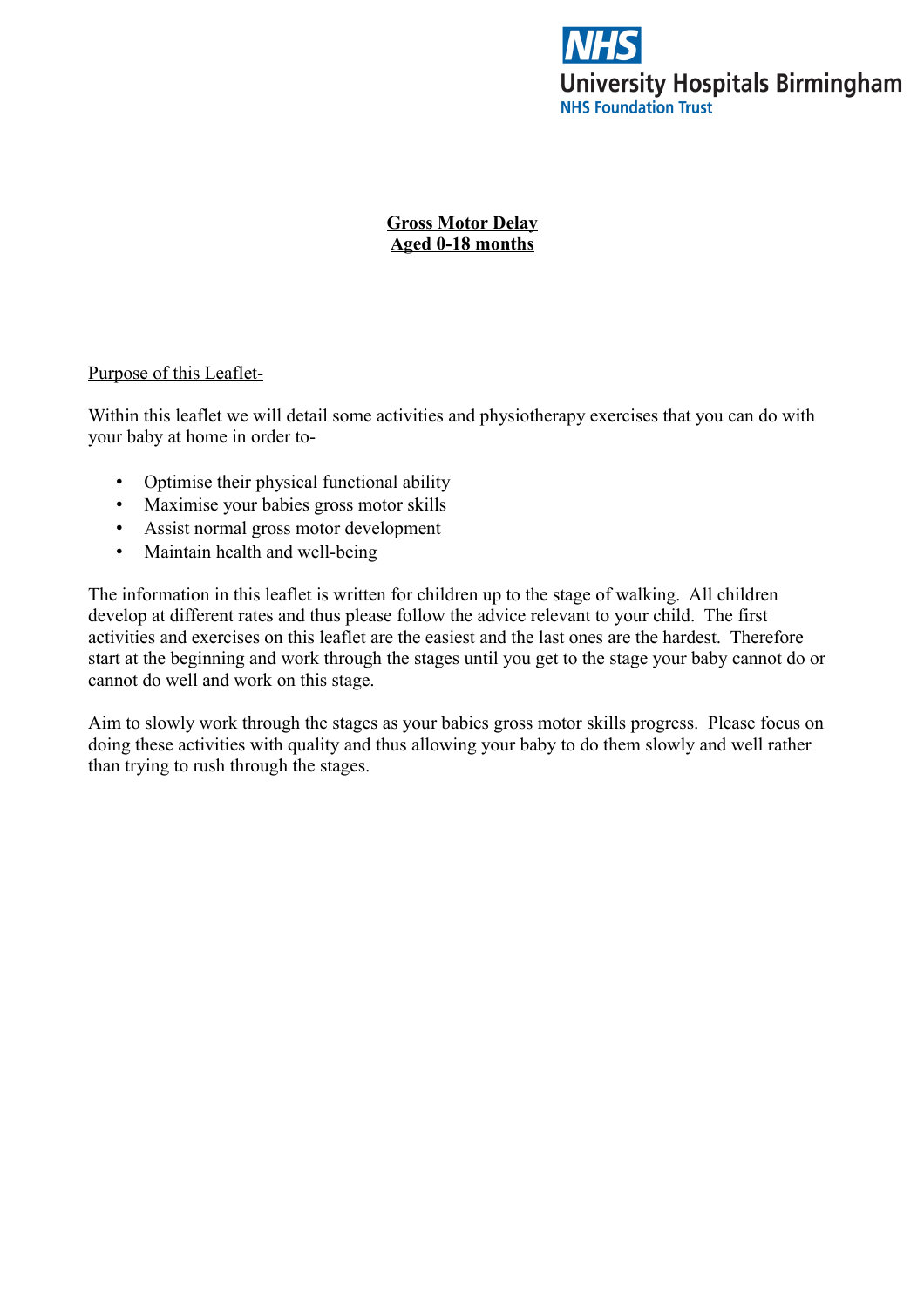NHS
University Hospitals Birmingham
NHS Foundation Trust

# Gross Motor Delay
# Aged 0-18 months

Purpose of this Leaflet-

Within this leaflet we will detail some activities and physiotherapy exercises that you can do with your baby at home in order to-

- Optimise their physical functional ability
- Maximise your babies gross motor skills
- Assist normal gross motor development
- Maintain health and well-being

The information in this leaflet is written for children up to the stage of walking. All children develop at different rates and thus please follow the advice relevant to your child. The first activities and exercises on this leaflet are the easiest and the last ones are the hardest. Therefore start at the beginning and work through the stages until you get to the stage your baby cannot do or cannot do well and work on this stage.

Aim to slowly work through the stages as your babies gross motor skills progress. Please focus on doing these activities with quality and thus allowing your baby to do them slowly and well rather than trying to rush through the stages.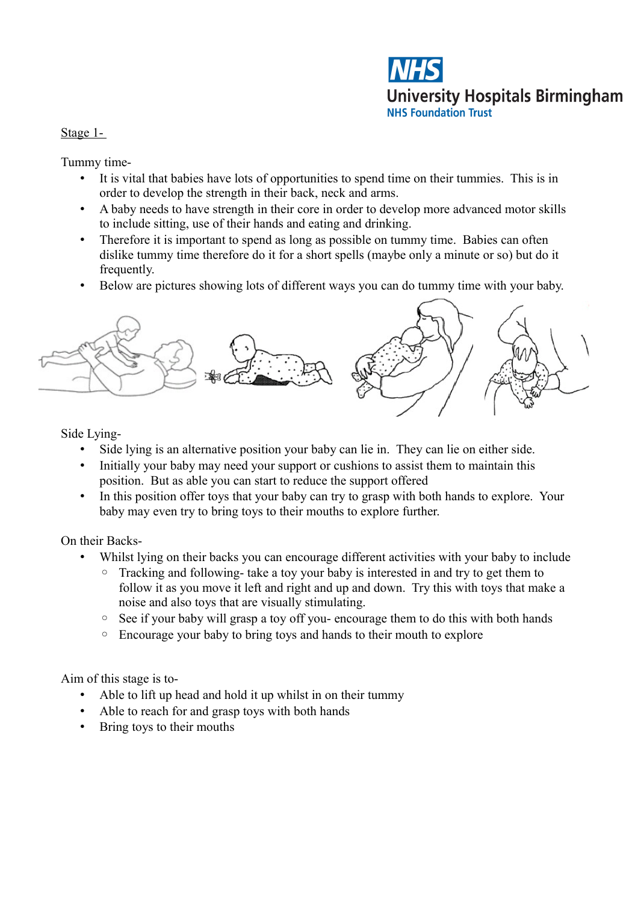Stage 1-

Tummy time-

- It is vital that babies have lots of opportunities to spend time on their tummies. This is in order to develop the strength in their back, neck and arms.
- A baby needs to have strength in their core in order to develop more advanced motor skills to include sitting, use of their hands and eating and drinking.
- Therefore it is important to spend as long as possible on tummy time. Babies can often dislike tummy time therefore do it for a short spells (maybe only a minute or so) but do it frequently.
- Below are pictures showing lots of different ways you can do tummy time with your baby.

Side Lying-

- Side lying is an alternative position your baby can lie in. They can lie on either side.
- Initially your baby may need your support or cushions to assist them to maintain this position. But as able you can start to reduce the support offered
- In this position offer toys that your baby can try to grasp with both hands to explore. Your baby may even try to bring toys to their mouths to explore further.

On their Backs-

- Whilst lying on their backs you can encourage different activities with your baby to include
  - Tracking and following- take a toy your baby is interested in and try to get them to follow it as you move it left and right and up and down. Try this with toys that make a noise and also toys that are visually stimulating.
  - See if your baby will grasp a toy off you- encourage them to do this with both hands
  - Encourage your baby to bring toys and hands to their mouth to explore

Aim of this stage is to-

- Able to lift up head and hold it up whilst in on their tummy
- Able to reach for and grasp toys with both hands
- Bring toys to their mouths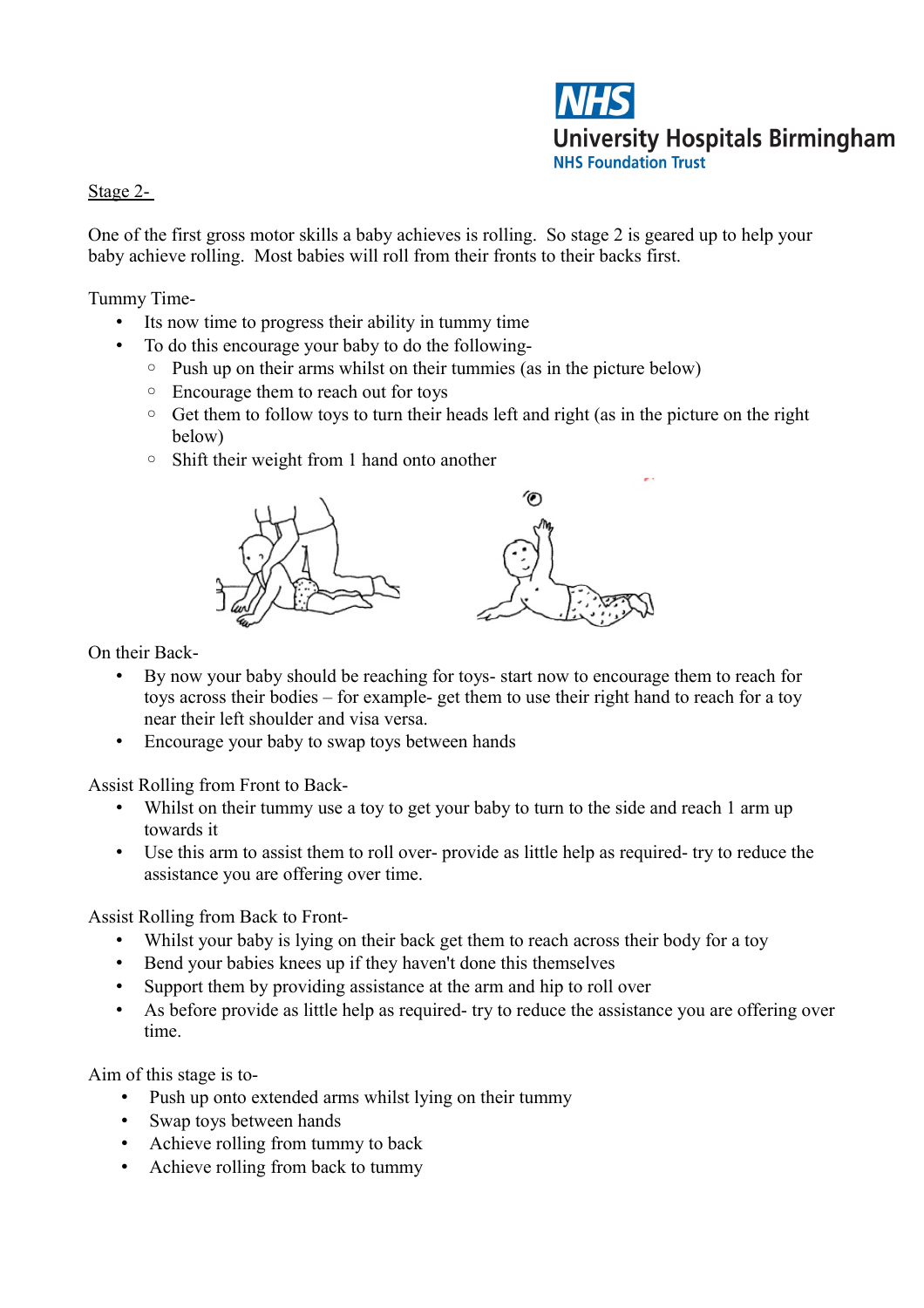Stage 2-

One of the first gross motor skills a baby achieves is rolling. So stage 2 is geared up to help your baby achieve rolling. Most babies will roll from their fronts to their backs first.

Tummy Time-

- Its now time to progress their ability in tummy time
- To do this encourage your baby to do the following-
  - Push up on their arms whilst on their tummies (as in the picture below)
  - Encourage them to reach out for toys
  - Get them to follow toys to turn their heads left and right (as in the picture on the right below)
  - Shift their weight from 1 hand onto another

On their Back-

- By now your baby should be reaching for toys- start now to encourage them to reach for toys across their bodies – for example- get them to use their right hand to reach for a toy near their left shoulder and visa versa.
- Encourage your baby to swap toys between hands

Assist Rolling from Front to Back-

- Whilst on their tummy use a toy to get your baby to turn to the side and reach 1 arm up towards it
- Use this arm to assist them to roll over- provide as little help as required- try to reduce the assistance you are offering over time.

Assist Rolling from Back to Front-

- Whilst your baby is lying on their back get them to reach across their body for a toy
- Bend your babies knees up if they haven't done this themselves
- Support them by providing assistance at the arm and hip to roll over
- As before provide as little help as required- try to reduce the assistance you are offering over time.

Aim of this stage is to-

- Push up onto extended arms whilst lying on their tummy
- Swap toys between hands
- Achieve rolling from tummy to back
- Achieve rolling from back to tummy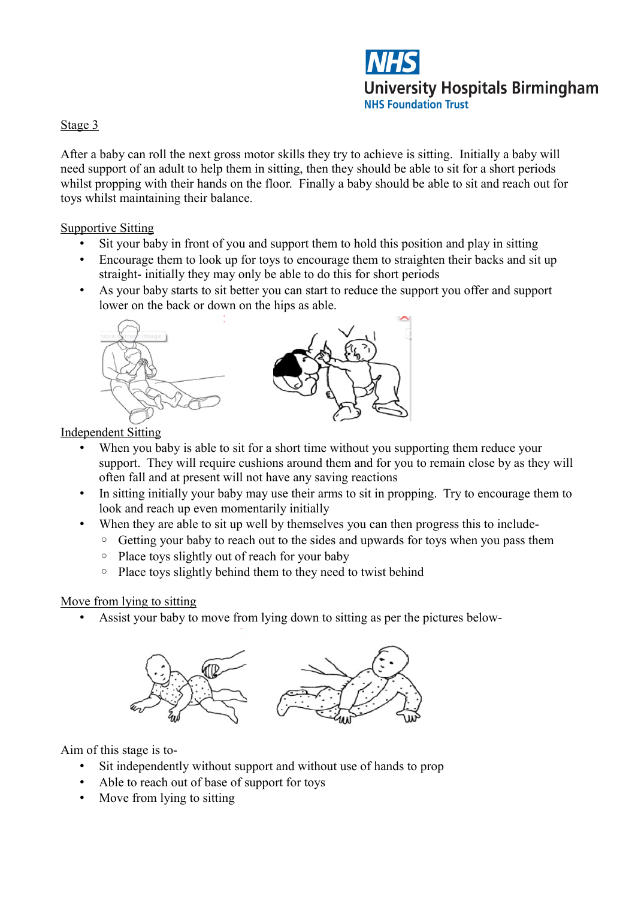Stage 3

After a baby can roll the next gross motor skills they try to achieve is sitting. Initially a baby will need support of an adult to help them in sitting, then they should be able to sit for a short periods whilst propping with their hands on the floor. Finally a baby should be able to sit and reach out for toys whilst maintaining their balance.

Supportive Sitting

- Sit your baby in front of you and support them to hold this position and play in sitting
- Encourage them to look up for toys to encourage them to straighten their backs and sit up straight- initially they may only be able to do this for short periods
- As your baby starts to sit better you can start to reduce the support you offer and support lower on the back or down on the hips as able.

Independent Sitting

- When you baby is able to sit for a short time without you supporting them reduce your support. They will require cushions around them and for you to remain close by as they will often fall and at present will not have any saving reactions
- In sitting initially your baby may use their arms to sit in propping. Try to encourage them to look and reach up even momentarily initially
- When they are able to sit up well by themselves you can then progress this to include-
  - Getting your baby to reach out to the sides and upwards for toys when you pass them
  - Place toys slightly out of reach for your baby
  - Place toys slightly behind them to they need to twist behind

Move from lying to sitting

- Assist your baby to move from lying down to sitting as per the pictures below-

Aim of this stage is to-

- Sit independently without support and without use of hands to prop
- Able to reach out of base of support for toys
- Move from lying to sitting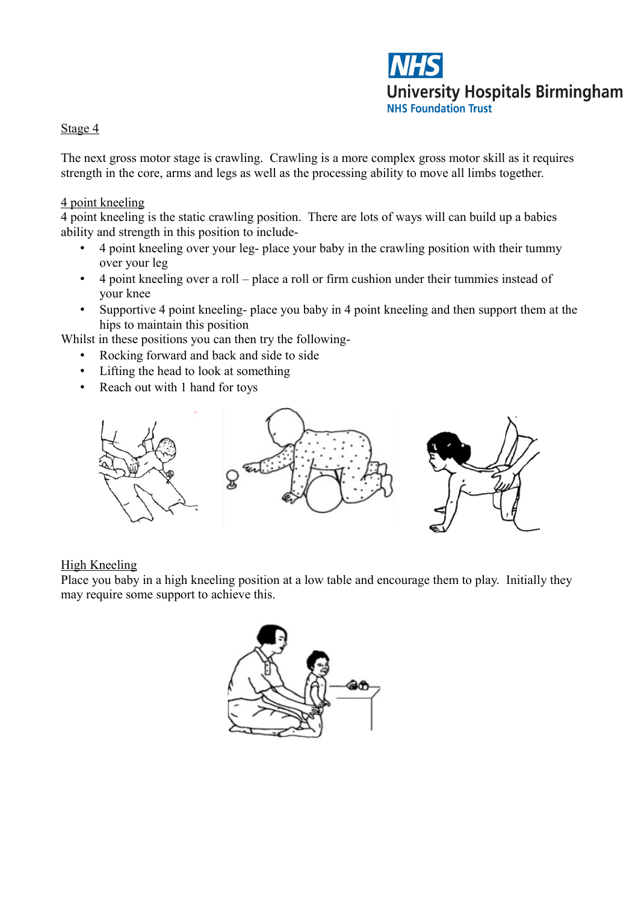## Stage 4

The next gross motor stage is crawling. Crawling is a more complex gross motor skill as it requires strength in the core, arms and legs as well as the processing ability to move all limbs together.

### 4 point kneeling

4 point kneeling is the static crawling position. There are lots of ways will can build up a babies ability and strength in this position to include-

- 4 point kneeling over your leg- place your baby in the crawling position with their tummy over your leg
- 4 point kneeling over a roll – place a roll or firm cushion under their tummies instead of your knee
- Supportive 4 point kneeling- place you baby in 4 point kneeling and then support them at the hips to maintain this position

Whilst in these positions you can then try the following-

- Rocking forward and back and side to side
- Lifting the head to look at something
- Reach out with 1 hand for toys

### High Kneeling

Place you baby in a high kneeling position at a low table and encourage them to play. Initially they may require some support to achieve this.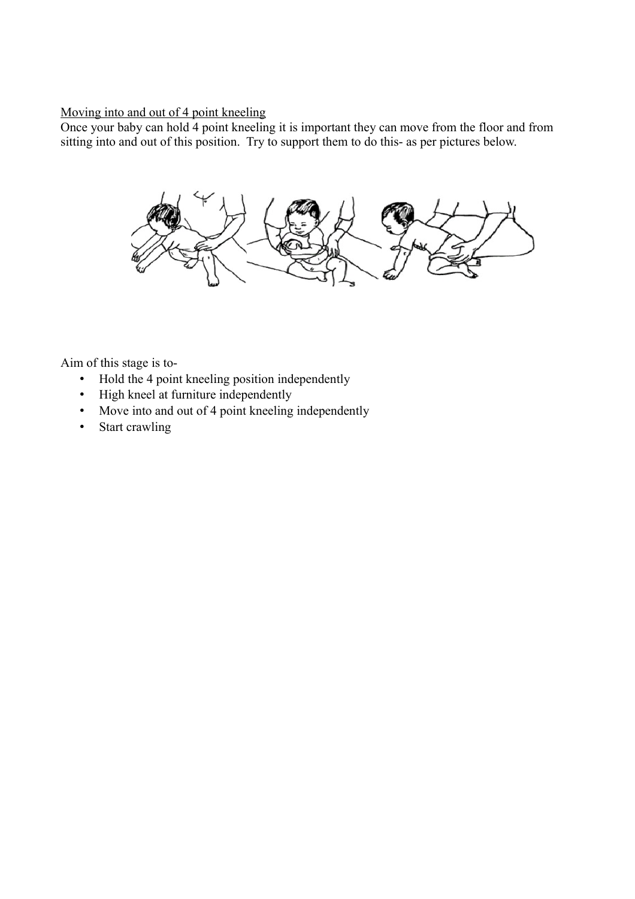Moving into and out of 4 point kneeling

Once your baby can hold 4 point kneeling it is important they can move from the floor and from sitting into and out of this position.  Try to support them to do this- as per pictures below.

Aim of this stage is to-

- Hold the 4 point kneeling position independently
- High kneel at furniture independently
- Move into and out of 4 point kneeling independently
- Start crawling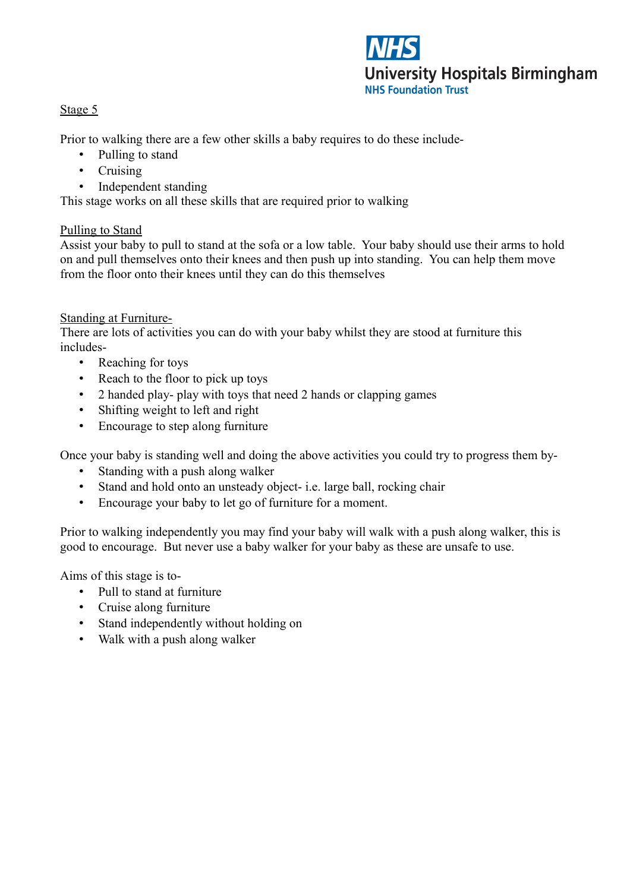## Stage 5

Prior to walking there are a few other skills a baby requires to do these include-

- Pulling to stand
- Cruising
- Independent standing

This stage works on all these skills that are required prior to walking

### Pulling to Stand

Assist your baby to pull to stand at the sofa or a low table. Your baby should use their arms to hold on and pull themselves onto their knees and then push up into standing. You can help them move from the floor onto their knees until they can do this themselves

### Standing at Furniture-

There are lots of activities you can do with your baby whilst they are stood at furniture this includes-

- Reaching for toys
- Reach to the floor to pick up toys
- 2 handed play- play with toys that need 2 hands or clapping games
- Shifting weight to left and right
- Encourage to step along furniture

Once your baby is standing well and doing the above activities you could try to progress them by-

- Standing with a push along walker
- Stand and hold onto an unsteady object- i.e. large ball, rocking chair
- Encourage your baby to let go of furniture for a moment.

Prior to walking independently you may find your baby will walk with a push along walker, this is good to encourage. But never use a baby walker for your baby as these are unsafe to use.

Aims of this stage is to-

- Pull to stand at furniture
- Cruise along furniture
- Stand independently without holding on
- Walk with a push along walker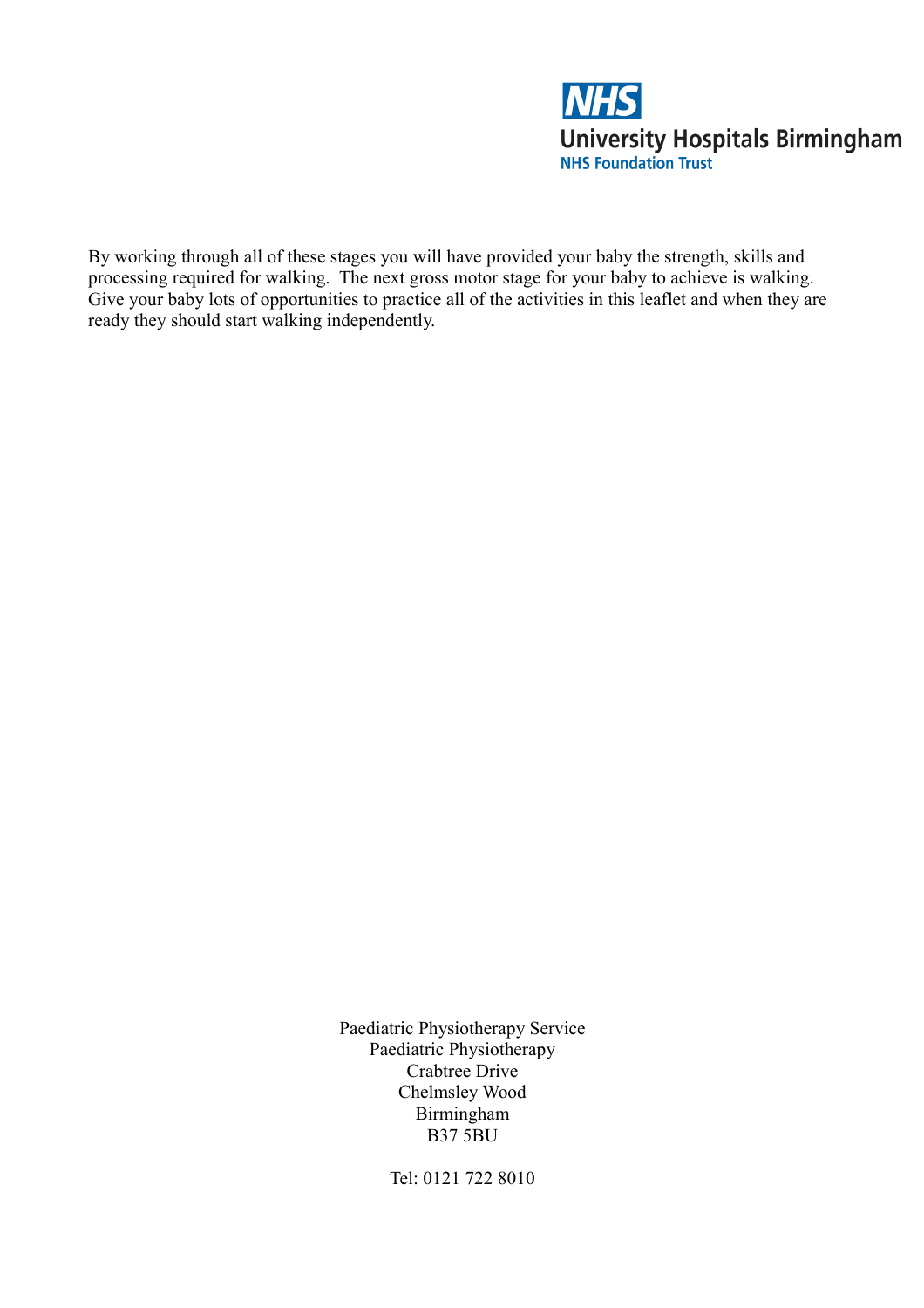NHS
University Hospitals Birmingham
NHS Foundation Trust

By working through all of these stages you will have provided your baby the strength, skills and processing required for walking. The next gross motor stage for your baby to achieve is walking. Give your baby lots of opportunities to practice all of the activities in this leaflet and when they are ready they should start walking independently.

Paediatric Physiotherapy Service
Paediatric Physiotherapy
Crabtree Drive
Chelmsley Wood
Birmingham
B37 5BU

Tel: 0121 722 8010